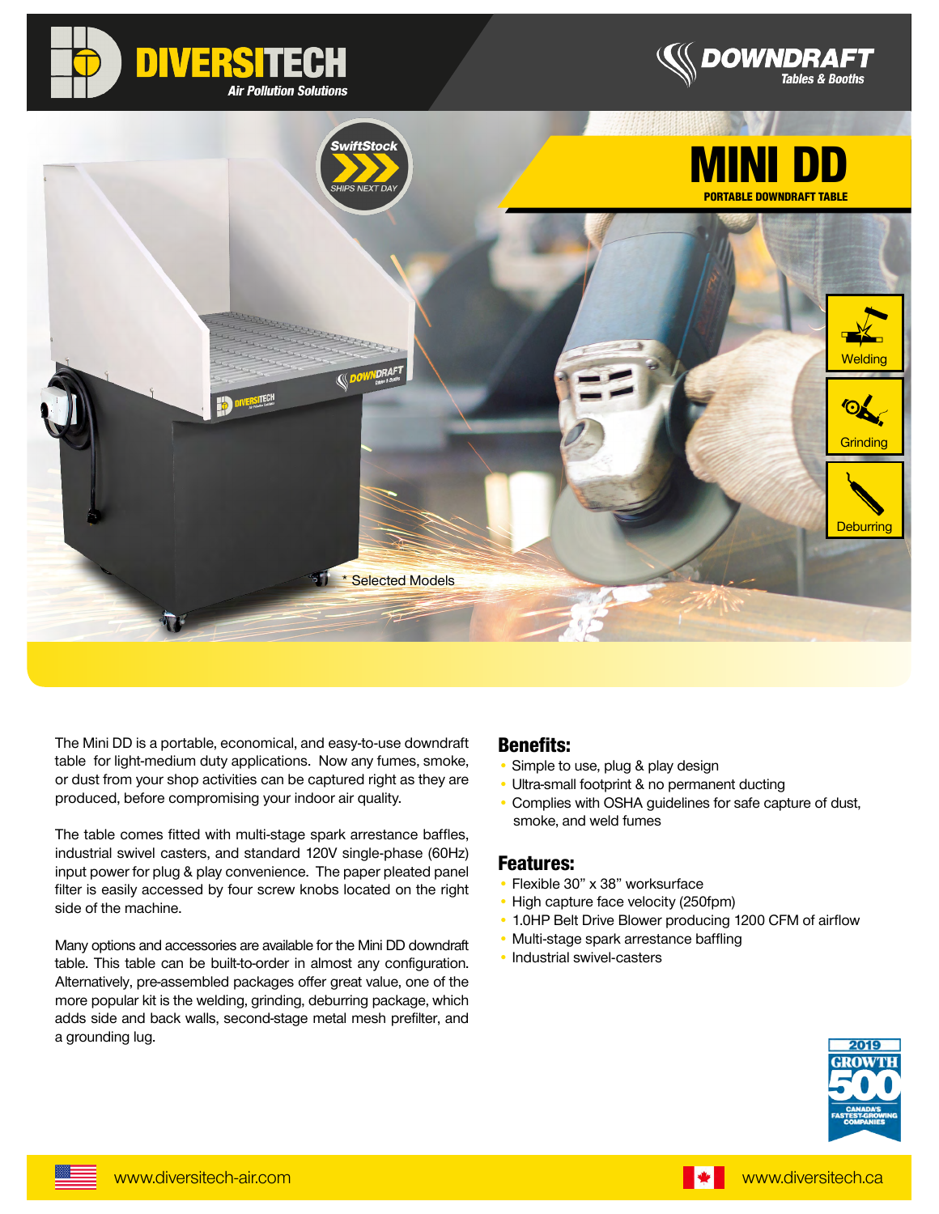DIVERSITECH
Air Pollution Solutions

DOWNDRAFT
Tables & Booths

SwiftStock
SHIPS NEXT DAY

# MINI DD

PORTABLE DOWNDRAFT TABLE

Welding

Grinding

Deburring

* Selected Models

The Mini DD is a portable, economical, and easy-to-use downdraft table for light-medium duty applications. Now any fumes, smoke, or dust from your shop activities can be captured right as they are produced, before compromising your indoor air quality.

The table comes fitted with multi-stage spark arrestance baffles, industrial swivel casters, and standard 120V single-phase (60Hz) input power for plug & play convenience. The paper pleated panel filter is easily accessed by four screw knobs located on the right side of the machine.

Many options and accessories are available for the Mini DD downdraft table. This table can be built-to-order in almost any configuration. Alternatively, pre-assembled packages offer great value, one of the more popular kit is the welding, grinding, deburring package, which adds side and back walls, second-stage metal mesh prefilter, and a grounding lug.

## Benefits:

- Simple to use, plug & play design
- Ultra-small footprint & no permanent ducting
- Complies with OSHA guidelines for safe capture of dust, smoke, and weld fumes

## Features:

- Flexible 30" x 38" worksurface
- High capture face velocity (250fpm)
- 1.0HP Belt Drive Blower producing 1200 CFM of airflow
- Multi-stage spark arrestance baffling
- Industrial swivel-casters

2019 GROWTH 500 CANADA'S FASTEST-GROWING COMPANIES

www.diversitech-air.com

www.diversitech.ca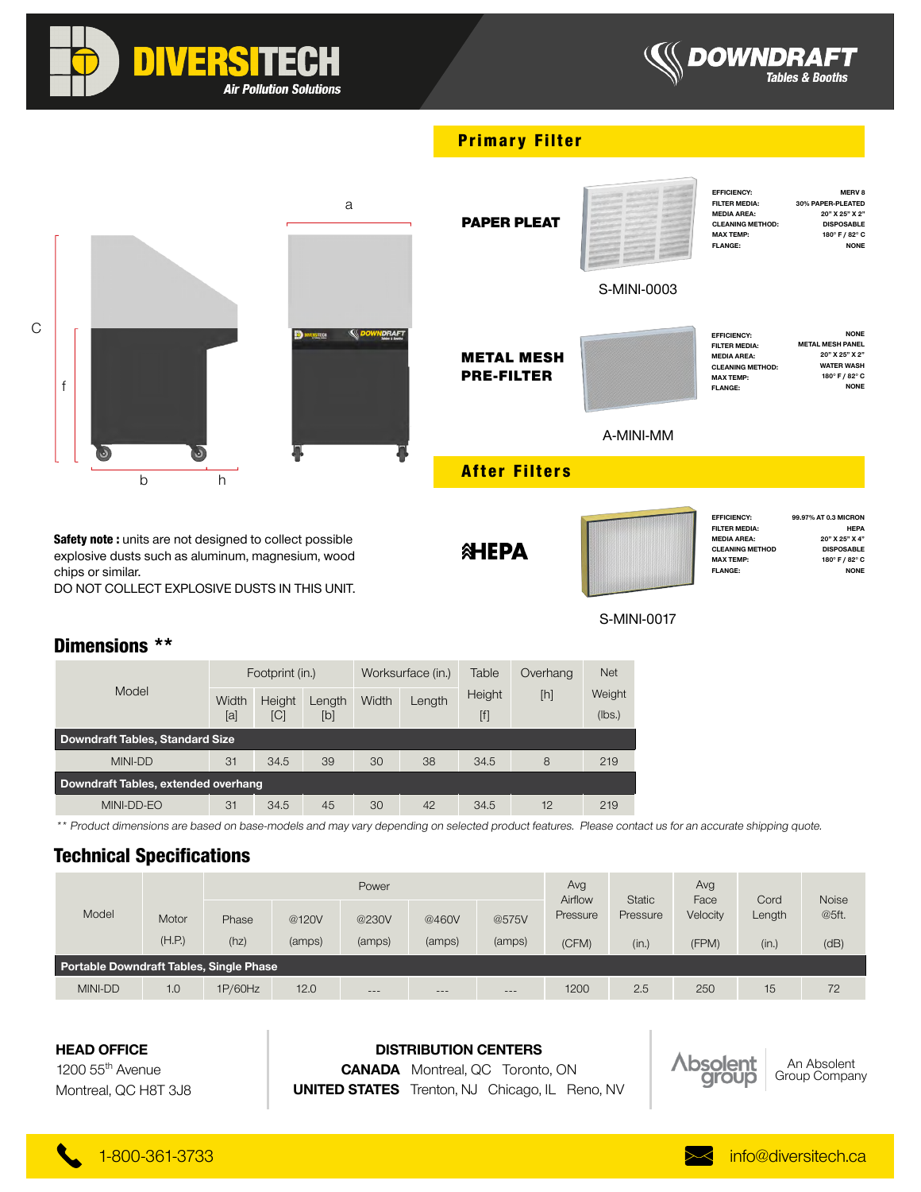**DIVERSITECH** Air Pollution Solutions

**DOWNDRAFT** Tables & Booths

## Primary Filter

**PAPER PLEAT**

| | |
|---|---|
| EFFICIENCY: | MERV 8 |
| FILTER MEDIA: | 30% PAPER-PLEATED |
| MEDIA AREA: | 20" X 25" X 2" |
| CLEANING METHOD: | DISPOSABLE |
| MAX TEMP: | 180° F / 82° C |
| FLANGE: | NONE |

S-MINI-0003

**METAL MESH PRE-FILTER**

| | |
|---|---|
| EFFICIENCY: | NONE |
| FILTER MEDIA: | METAL MESH PANEL |
| MEDIA AREA: | 20" X 25" X 2" |
| CLEANING METHOD: | WATER WASH |
| MAX TEMP: | 180° F / 82° C |
| FLANGE: | NONE |

A-MINI-MM

## After Filters

**HEPA**

| | |
|---|---|
| EFFICIENCY: | 99.97% AT 0.3 MICRON |
| FILTER MEDIA: | HEPA |
| MEDIA AREA: | 20" X 25" X 4" |
| CLEANING METHOD | DISPOSABLE |
| MAX TEMP: | 180° F / 82° C |
| FLANGE: | NONE |

S-MINI-0017

**Safety note :** units are not designed to collect possible explosive dusts such as aluminum, magnesium, wood chips or similar.
DO NOT COLLECT EXPLOSIVE DUSTS IN THIS UNIT.

## Dimensions **

| Model | Footprint (in.) | | | Worksurface (in.) | | Table | Overhang | Net |
|---|---|---|---|---|---|---|---|---|
| | Width [a] | Height [C] | Length [b] | Width | Length | Height [f] | [h] | Weight (lbs.) |
| **Downdraft Tables, Standard Size** | | | | | | | | |
| MINI-DD | 31 | 34.5 | 39 | 30 | 38 | 34.5 | 8 | 219 |
| **Downdraft Tables, extended overhang** | | | | | | | | |
| MINI-DD-EO | 31 | 34.5 | 45 | 30 | 42 | 34.5 | 12 | 219 |

*** Product dimensions are based on base-models and may vary depending on selected product features. Please contact us for an accurate shipping quote.*

## Technical Specifications

| Model | Motor (H.P.) | Power | | | | | Avg Airflow Pressure (CFM) | Static Pressure (in.) | Avg Face Velocity (FPM) | Cord Length (in.) | Noise @5ft. (dB) |
|---|---|---|---|---|---|---|---|---|---|---|---|
| | | Phase (hz) | @120V (amps) | @230V (amps) | @460V (amps) | @575V (amps) | | | | | |
| **Portable Downdraft Tables, Single Phase** | | | | | | | | | | | |
| MINI-DD | 1.0 | 1P/60Hz | 12.0 | --- | --- | --- | 1200 | 2.5 | 250 | 15 | 72 |

**HEAD OFFICE**
1200 55th Avenue
Montreal, QC H8T 3J8

**DISTRIBUTION CENTERS**
**CANADA** Montreal, QC Toronto, ON
**UNITED STATES** Trenton, NJ Chicago, IL Reno, NV

Absolent group — An Absolent Group Company

1-800-361-3733

info@diversitech.ca